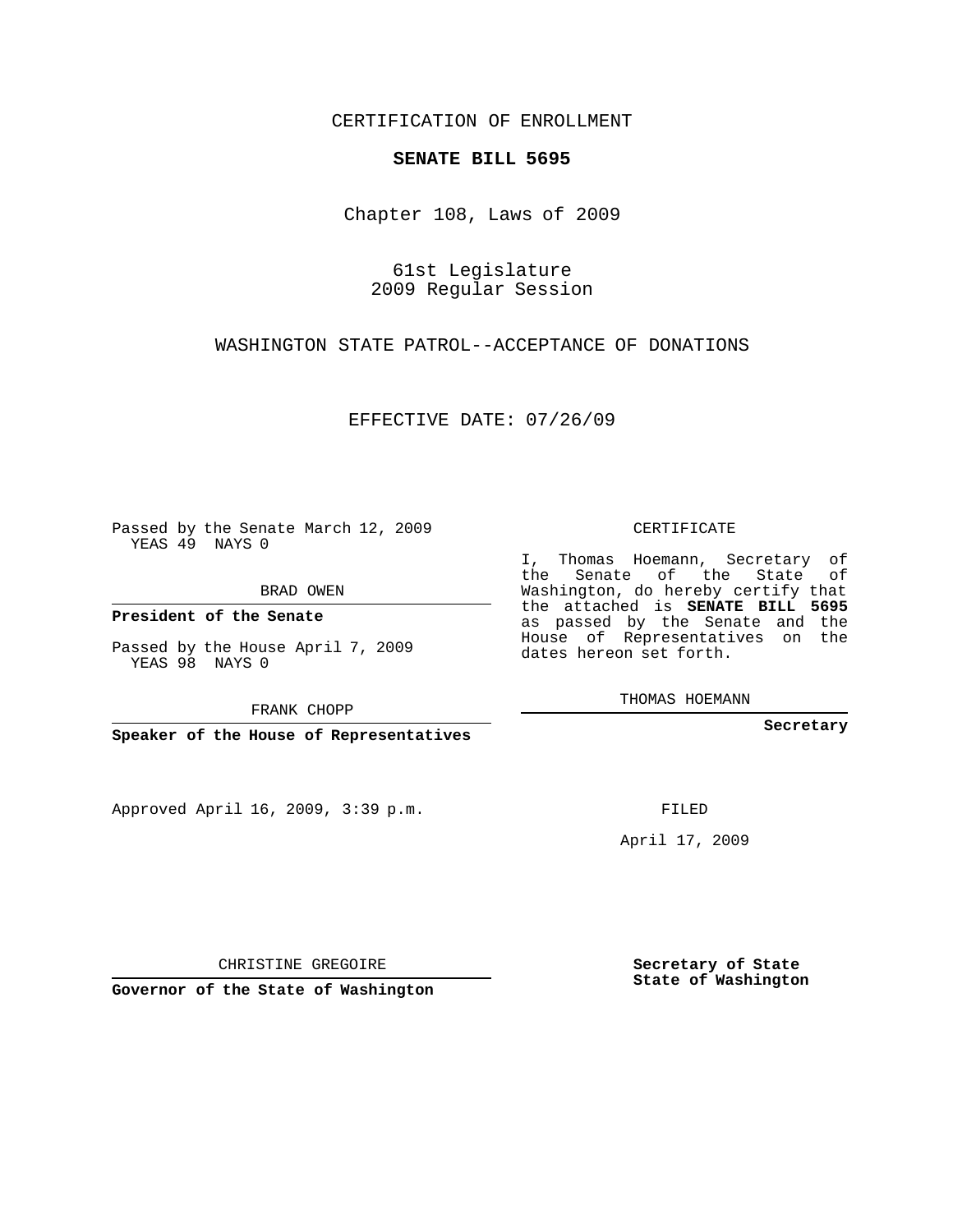CERTIFICATION OF ENROLLMENT

**SENATE BILL 5695**

Chapter 108, Laws of 2009

61st Legislature
2009 Regular Session

WASHINGTON STATE PATROL--ACCEPTANCE OF DONATIONS

EFFECTIVE DATE: 07/26/09

Passed by the Senate March 12, 2009
YEAS 49 NAYS 0

BRAD OWEN

**President of the Senate**

Passed by the House April 7, 2009
YEAS 98 NAYS 0

FRANK CHOPP

**Speaker of the House of Representatives**

CERTIFICATE

I, Thomas Hoemann, Secretary of the Senate of the State of Washington, do hereby certify that the attached is **SENATE BILL 5695** as passed by the Senate and the House of Representatives on the dates hereon set forth.

THOMAS HOEMANN

**Secretary**

Approved April 16, 2009, 3:39 p.m.

FILED

April 17, 2009

CHRISTINE GREGOIRE

**Governor of the State of Washington**

**Secretary of State**
**State of Washington**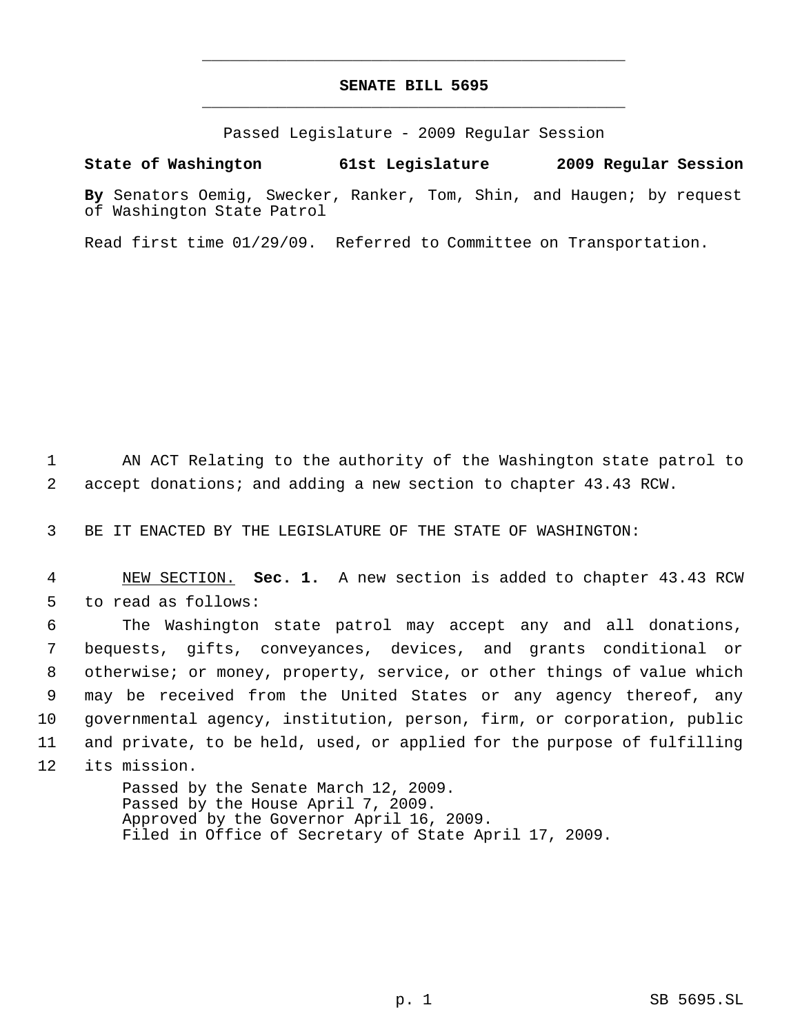# SENATE BILL 5695

Passed Legislature - 2009 Regular Session

**State of Washington 61st Legislature 2009 Regular Session**

**By** Senators Oemig, Swecker, Ranker, Tom, Shin, and Haugen; by request of Washington State Patrol

Read first time 01/29/09. Referred to Committee on Transportation.

AN ACT Relating to the authority of the Washington state patrol to accept donations; and adding a new section to chapter 43.43 RCW.

BE IT ENACTED BY THE LEGISLATURE OF THE STATE OF WASHINGTON:

NEW SECTION. **Sec. 1.** A new section is added to chapter 43.43 RCW to read as follows:

The Washington state patrol may accept any and all donations, bequests, gifts, conveyances, devices, and grants conditional or otherwise; or money, property, service, or other things of value which may be received from the United States or any agency thereof, any governmental agency, institution, person, firm, or corporation, public and private, to be held, used, or applied for the purpose of fulfilling its mission.

Passed by the Senate March 12, 2009.
Passed by the House April 7, 2009.
Approved by the Governor April 16, 2009.
Filed in Office of Secretary of State April 17, 2009.